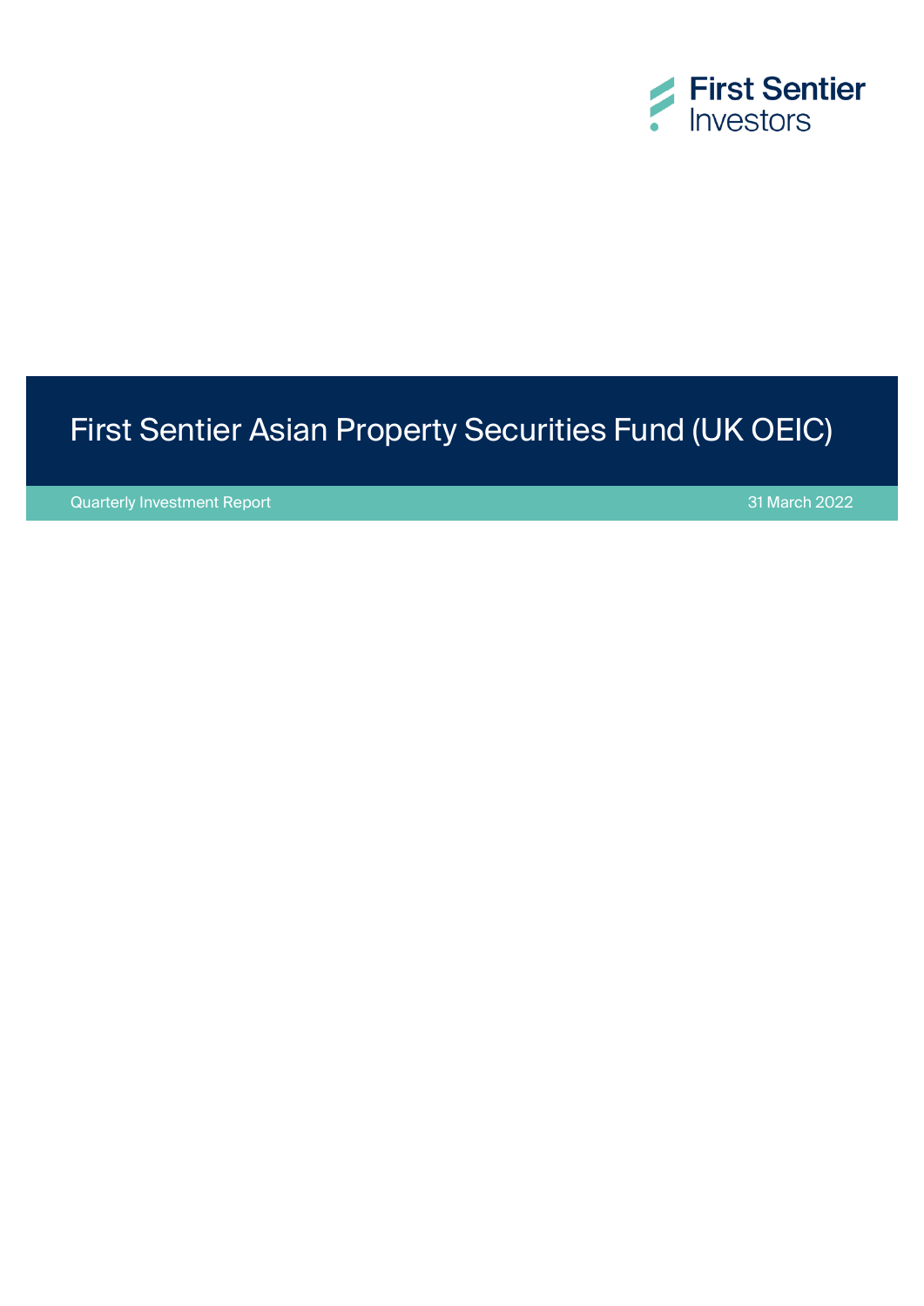First Sentier Investors

# First Sentier Asian Property Securities Fund (UK OEIC)

Quarterly Investment Report

31 March 2022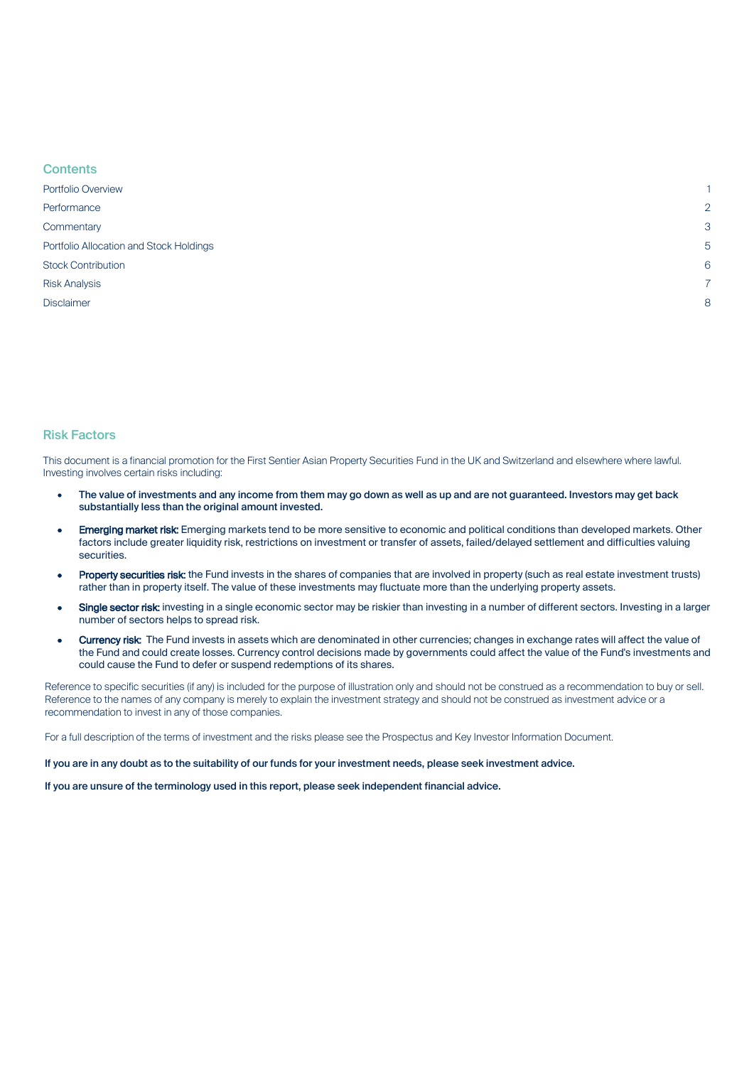## Contents

| | |
|---|---|
| Portfolio Overview | 1 |
| Performance | 2 |
| Commentary | 3 |
| Portfolio Allocation and Stock Holdings | 5 |
| Stock Contribution | 6 |
| Risk Analysis | 7 |
| Disclaimer | 8 |

## Risk Factors

This document is a financial promotion for the First Sentier Asian Property Securities Fund in the UK and Switzerland and elsewhere where lawful. Investing involves certain risks including:

- **The value of investments and any income from them may go down as well as up and are not guaranteed. Investors may get back substantially less than the original amount invested.**
- **Emerging market risk:** Emerging markets tend to be more sensitive to economic and political conditions than developed markets. Other factors include greater liquidity risk, restrictions on investment or transfer of assets, failed/delayed settlement and difficulties valuing securities.
- **Property securities risk:** the Fund invests in the shares of companies that are involved in property (such as real estate investment trusts) rather than in property itself. The value of these investments may fluctuate more than the underlying property assets.
- **Single sector risk:** investing in a single economic sector may be riskier than investing in a number of different sectors. Investing in a larger number of sectors helps to spread risk.
- **Currency risk:** The Fund invests in assets which are denominated in other currencies; changes in exchange rates will affect the value of the Fund and could create losses. Currency control decisions made by governments could affect the value of the Fund's investments and could cause the Fund to defer or suspend redemptions of its shares.

Reference to specific securities (if any) is included for the purpose of illustration only and should not be construed as a recommendation to buy or sell. Reference to the names of any company is merely to explain the investment strategy and should not be construed as investment advice or a recommendation to invest in any of those companies.

For a full description of the terms of investment and the risks please see the Prospectus and Key Investor Information Document.

**If you are in any doubt as to the suitability of our funds for your investment needs, please seek investment advice.**

**If you are unsure of the terminology used in this report, please seek independent financial advice.**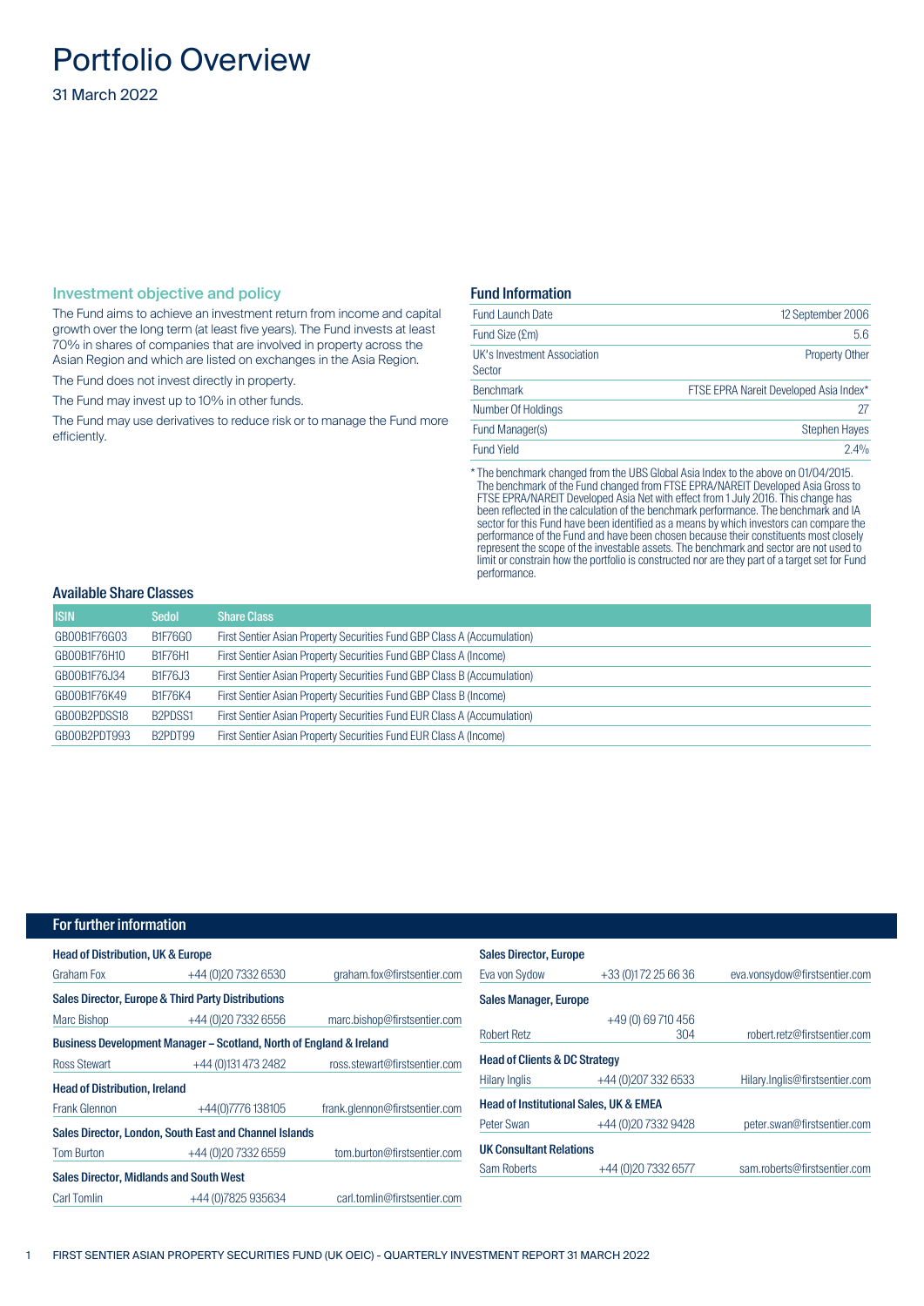# Portfolio Overview

31 March 2022

## Investment objective and policy

The Fund aims to achieve an investment return from income and capital growth over the long term (at least five years). The Fund invests at least 70% in shares of companies that are involved in property across the Asian Region and which are listed on exchanges in the Asia Region.

The Fund does not invest directly in property.

The Fund may invest up to 10% in other funds.

The Fund may use derivatives to reduce risk or to manage the Fund more efficiently.

## Fund Information

| | |
|---|---|
| Fund Launch Date | 12 September 2006 |
| Fund Size (£m) | 5.6 |
| UK's Investment Association Sector | Property Other |
| Benchmark | FTSE EPRA Nareit Developed Asia Index* |
| Number Of Holdings | 27 |
| Fund Manager(s) | Stephen Hayes |
| Fund Yield | 2.4% |

* The benchmark changed from the UBS Global Asia Index to the above on 01/04/2015. The benchmark of the Fund changed from FTSE EPRA/NAREIT Developed Asia Gross to FTSE EPRA/NAREIT Developed Asia Net with effect from 1 July 2016. This change has been reflected in the calculation of the benchmark performance. The benchmark and IA sector for this Fund have been identified as a means by which investors can compare the performance of the Fund and have been chosen because their constituents most closely represent the scope of the investable assets. The benchmark and sector are not used to limit or constrain how the portfolio is constructed nor are they part of a target set for Fund performance.

## Available Share Classes

| ISIN | Sedol | Share Class |
|---|---|---|
| GB00B1F76G03 | B1F76G0 | First Sentier Asian Property Securities Fund GBP Class A (Accumulation) |
| GB00B1F76H10 | B1F76H1 | First Sentier Asian Property Securities Fund GBP Class A (Income) |
| GB00B1F76J34 | B1F76J3 | First Sentier Asian Property Securities Fund GBP Class B (Accumulation) |
| GB00B1F76K49 | B1F76K4 | First Sentier Asian Property Securities Fund GBP Class B (Income) |
| GB00B2PDSS18 | B2PDSS1 | First Sentier Asian Property Securities Fund EUR Class A (Accumulation) |
| GB00B2PDT993 | B2PDT99 | First Sentier Asian Property Securities Fund EUR Class A (Income) |

## For further information

**Head of Distribution, UK & Europe**

| | | |
|---|---|---|
| Graham Fox | +44 (0)20 7332 6530 | graham.fox@firstsentier.com |

**Sales Director, Europe & Third Party Distributions**

| | | |
|---|---|---|
| Marc Bishop | +44 (0)20 7332 6556 | marc.bishop@firstsentier.com |

**Business Development Manager – Scotland, North of England & Ireland**

| | | |
|---|---|---|
| Ross Stewart | +44 (0)131 473 2482 | ross.stewart@firstsentier.com |

**Head of Distribution, Ireland**

| | | |
|---|---|---|
| Frank Glennon | +44(0)7776 138105 | frank.glennon@firstsentier.com |

**Sales Director, London, South East and Channel Islands**

| | | |
|---|---|---|
| Tom Burton | +44 (0)20 7332 6559 | tom.burton@firstsentier.com |

**Sales Director, Midlands and South West**

| | | |
|---|---|---|
| Carl Tomlin | +44 (0)7825 935634 | carl.tomlin@firstsentier.com |

**Sales Director, Europe**

| | | |
|---|---|---|
| Eva von Sydow | +33 (0)1 72 25 66 36 | eva.vonsydow@firstsentier.com |

**Sales Manager, Europe**

| | | |
|---|---|---|
| Robert Retz | +49 (0) 69 710 456 304 | robert.retz@firstsentier.com |

**Head of Clients & DC Strategy**

| | | |
|---|---|---|
| Hilary Inglis | +44 (0)207 332 6533 | Hilary.Inglis@firstsentier.com |

**Head of Institutional Sales, UK & EMEA**

| | | |
|---|---|---|
| Peter Swan | +44 (0)20 7332 9428 | peter.swan@firstsentier.com |

**UK Consultant Relations**

| | | |
|---|---|---|
| Sam Roberts | +44 (0)20 7332 6577 | sam.roberts@firstsentier.com |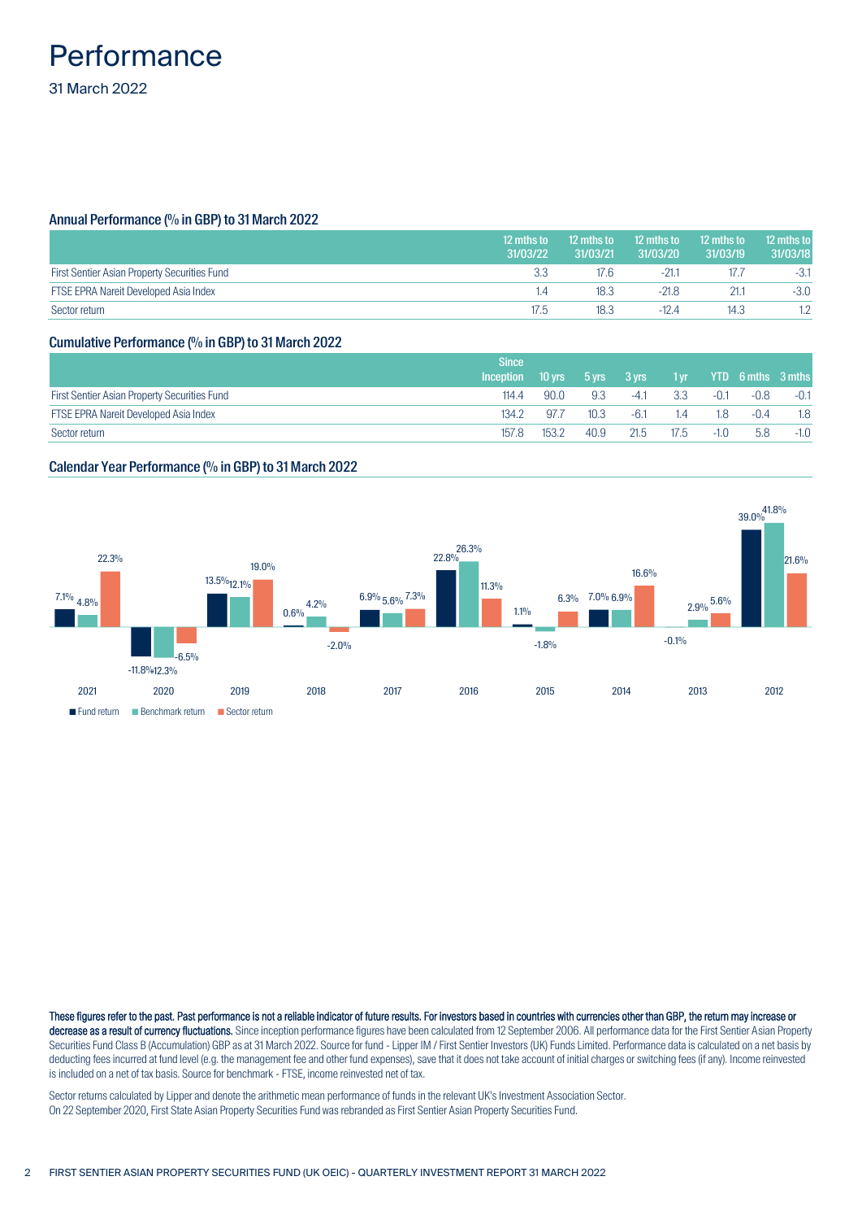# Performance

31 March 2022

### Annual Performance (% in GBP) to 31 March 2022

| | 12 mths to 31/03/22 | 12 mths to 31/03/21 | 12 mths to 31/03/20 | 12 mths to 31/03/19 | 12 mths to 31/03/18 |
|---|---|---|---|---|---|
| First Sentier Asian Property Securities Fund | 3.3 | 17.6 | -21.1 | 17.7 | -3.1 |
| FTSE EPRA Nareit Developed Asia Index | 1.4 | 18.3 | -21.8 | 21.1 | -3.0 |
| Sector return | 17.5 | 18.3 | -12.4 | 14.3 | 1.2 |

### Cumulative Performance (% in GBP) to 31 March 2022

| | Since Inception | 10 yrs | 5 yrs | 3 yrs | 1 yr | YTD | 6 mths | 3 mths |
|---|---|---|---|---|---|---|---|---|
| First Sentier Asian Property Securities Fund | 114.4 | 90.0 | 9.3 | -4.1 | 3.3 | -0.1 | -0.8 | -0.1 |
| FTSE EPRA Nareit Developed Asia Index | 134.2 | 97.7 | 10.3 | -6.1 | 1.4 | 1.8 | -0.4 | 1.8 |
| Sector return | 157.8 | 153.2 | 40.9 | 21.5 | 17.5 | -1.0 | 5.8 | -1.0 |

### Calendar Year Performance (% in GBP) to 31 March 2022

| | 2021 | 2020 | 2019 | 2018 | 2017 | 2016 | 2015 | 2014 | 2013 | 2012 |
|---|---|---|---|---|---|---|---|---|---|---|
| Fund return | 7.1% | -11.8% | 13.5% | 0.6% | 6.9% | 22.8% | 1.1% | 7.0% | -0.1% | 39.0% |
| Benchmark return | 4.8% | -12.3% | 12.1% | 4.2% | 5.6% | 26.3% | -1.8% | 6.9% | 2.9% | 41.8% |
| Sector return | 22.3% | -6.5% | 19.0% | -2.0% | 7.3% | 11.3% | 6.3% | 16.6% | 5.6% | 21.6% |

**These figures refer to the past. Past performance is not a reliable indicator of future results. For investors based in countries with currencies other than GBP, the return may increase or decrease as a result of currency fluctuations.** Since inception performance figures have been calculated from 12 September 2006. All performance data for the First Sentier Asian Property Securities Fund Class B (Accumulation) GBP as at 31 March 2022. Source for fund - Lipper IM / First Sentier Investors (UK) Funds Limited. Performance data is calculated on a net basis by deducting fees incurred at fund level (e.g. the management fee and other fund expenses), save that it does not take account of initial charges or switching fees (if any). Income reinvested is included on a net of tax basis. Source for benchmark - FTSE, income reinvested net of tax.

Sector returns calculated by Lipper and denote the arithmetic mean performance of funds in the relevant UK's Investment Association Sector.
On 22 September 2020, First State Asian Property Securities Fund was rebranded as First Sentier Asian Property Securities Fund.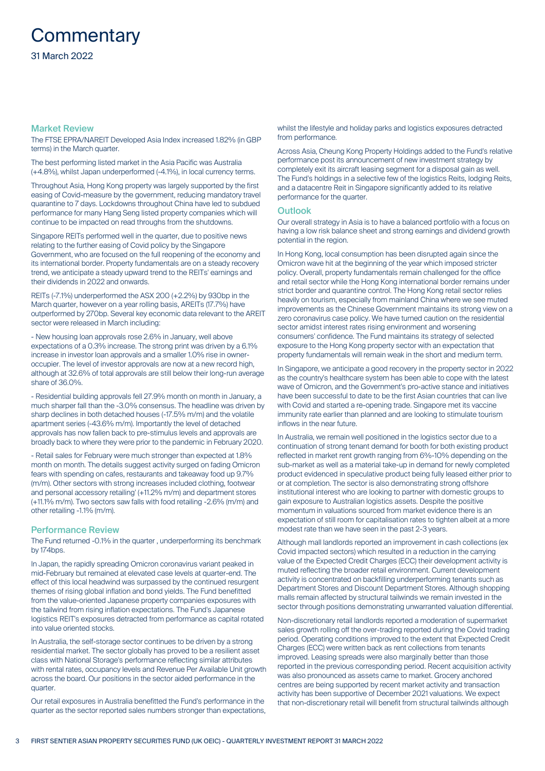# Commentary

31 March 2022

## Market Review

The FTSE EPRA/NAREIT Developed Asia Index increased 1.82% (in GBP terms) in the March quarter.

The best performing listed market in the Asia Pacific was Australia (+4.8%), whilst Japan underperformed (-4.1%), in local currency terms.

Throughout Asia, Hong Kong property was largely supported by the first easing of Covid-measure by the government, reducing mandatory travel quarantine to 7 days. Lockdowns throughout China have led to subdued performance for many Hang Seng listed property companies which will continue to be impacted on read throughs from the shutdowns.

Singapore REITs performed well in the quarter, due to positive news relating to the further easing of Covid policy by the Singapore Government, who are focused on the full reopening of the economy and its international border. Property fundamentals are on a steady recovery trend, we anticipate a steady upward trend to the REITs' earnings and their dividends in 2022 and onwards.

REITs (-7.1%) underperformed the ASX 200 (+2.2%) by 930bp in the March quarter, however on a year rolling basis, AREITs (17.7%) have outperformed by 270bp. Several key economic data relevant to the AREIT sector were released in March including:

- New housing loan approvals rose 2.6% in January, well above expectations of a 0.3% increase. The strong print was driven by a 6.1% increase in investor loan approvals and a smaller 1.0% rise in owner-occupier. The level of investor approvals are now at a new record high, although at 32.6% of total approvals are still below their long-run average share of 36.0%.

- Residential building approvals fell 27.9% month on month in January, a much sharper fall than the -3.0% consensus. The headline was driven by sharp declines in both detached houses (-17.5% m/m) and the volatile apartment series (-43.6% m/m). Importantly the level of detached approvals has now fallen back to pre-stimulus levels and approvals are broadly back to where they were prior to the pandemic in February 2020.

- Retail sales for February were much stronger than expected at 1.8% month on month. The details suggest activity surged on fading Omicron fears with spending on cafes, restaurants and takeaway food up 9.7% (m/m). Other sectors with strong increases included clothing, footwear and personal accessory retailing' (+11.2% m/m) and department stores (+11.1% m/m). Two sectors saw falls with food retailing -2.6% (m/m) and other retailing -1.1% (m/m).

## Performance Review

The Fund returned -0.1% in the quarter , underperforming its benchmark by 174bps.

In Japan, the rapidly spreading Omicron coronavirus variant peaked in mid-February but remained at elevated case levels at quarter-end. The effect of this local headwind was surpassed by the continued resurgent themes of rising global inflation and bond yields. The Fund benefitted from the value-oriented Japanese property companies exposures with the tailwind from rising inflation expectations. The Fund's Japanese logistics REIT's exposures detracted from performance as capital rotated into value oriented stocks.

In Australia, the self-storage sector continues to be driven by a strong residential market. The sector globally has proved to be a resilient asset class with National Storage's performance reflecting similar attributes with rental rates, occupancy levels and Revenue Per Available Unit growth across the board. Our positions in the sector aided performance in the quarter.

Our retail exposures in Australia benefitted the Fund's performance in the quarter as the sector reported sales numbers stronger than expectations, whilst the lifestyle and holiday parks and logistics exposures detracted from performance.

Across Asia, Cheung Kong Property Holdings added to the Fund's relative performance post its announcement of new investment strategy by completely exit its aircraft leasing segment for a disposal gain as well. The Fund's holdings in a selective few of the logistics Reits, lodging Reits, and a datacentre Reit in Singapore significantly added to its relative performance for the quarter.

## Outlook

Our overall strategy in Asia is to have a balanced portfolio with a focus on having a low risk balance sheet and strong earnings and dividend growth potential in the region.

In Hong Kong, local consumption has been disrupted again since the Omicron wave hit at the beginning of the year which imposed stricter policy. Overall, property fundamentals remain challenged for the office and retail sector while the Hong Kong international border remains under strict border and quarantine control. The Hong Kong retail sector relies heavily on tourism, especially from mainland China where we see muted improvements as the Chinese Government maintains its strong view on a zero coronavirus case policy. We have turned caution on the residential sector amidst interest rates rising environment and worsening consumers' confidence. The Fund maintains its strategy of selected exposure to the Hong Kong property sector with an expectation that property fundamentals will remain weak in the short and medium term.

In Singapore, we anticipate a good recovery in the property sector in 2022 as the country's healthcare system has been able to cope with the latest wave of Omicron, and the Government's pro-active stance and initiatives have been successful to date to be the first Asian countries that can live with Covid and started a re-opening trade. Singapore met its vaccine immunity rate earlier than planned and are looking to stimulate tourism inflows in the near future.

In Australia, we remain well positioned in the logistics sector due to a continuation of strong tenant demand for booth for both existing product reflected in market rent growth ranging from 6%-10% depending on the sub-market as well as a material take-up in demand for newly completed product evidenced in speculative product being fully leased either prior to or at completion. The sector is also demonstrating strong offshore institutional interest who are looking to partner with domestic groups to gain exposure to Australian logistics assets. Despite the positive momentum in valuations sourced from market evidence there is an expectation of still room for capitalisation rates to tighten albeit at a more modest rate than we have seen in the past 2-3 years.

Although mall landlords reported an improvement in cash collections (ex Covid impacted sectors) which resulted in a reduction in the carrying value of the Expected Credit Charges (ECC) their development activity is muted reflecting the broader retail environment. Current development activity is concentrated on backfilling underperforming tenants such as Department Stores and Discount Department Stores. Although shopping malls remain affected by structural tailwinds we remain invested in the sector through positions demonstrating unwarranted valuation differential.

Non-discretionary retail landlords reported a moderation of supermarket sales growth rolling off the over-trading reported during the Covid trading period. Operating conditions improved to the extent that Expected Credit Charges (ECC) were written back as rent collections from tenants improved. Leasing spreads were also marginally better than those reported in the previous corresponding period. Recent acquisition activity was also pronounced as assets came to market. Grocery anchored centres are being supported by recent market activity and transaction activity has been supportive of December 2021 valuations. We expect that non-discretionary retail will benefit from structural tailwinds although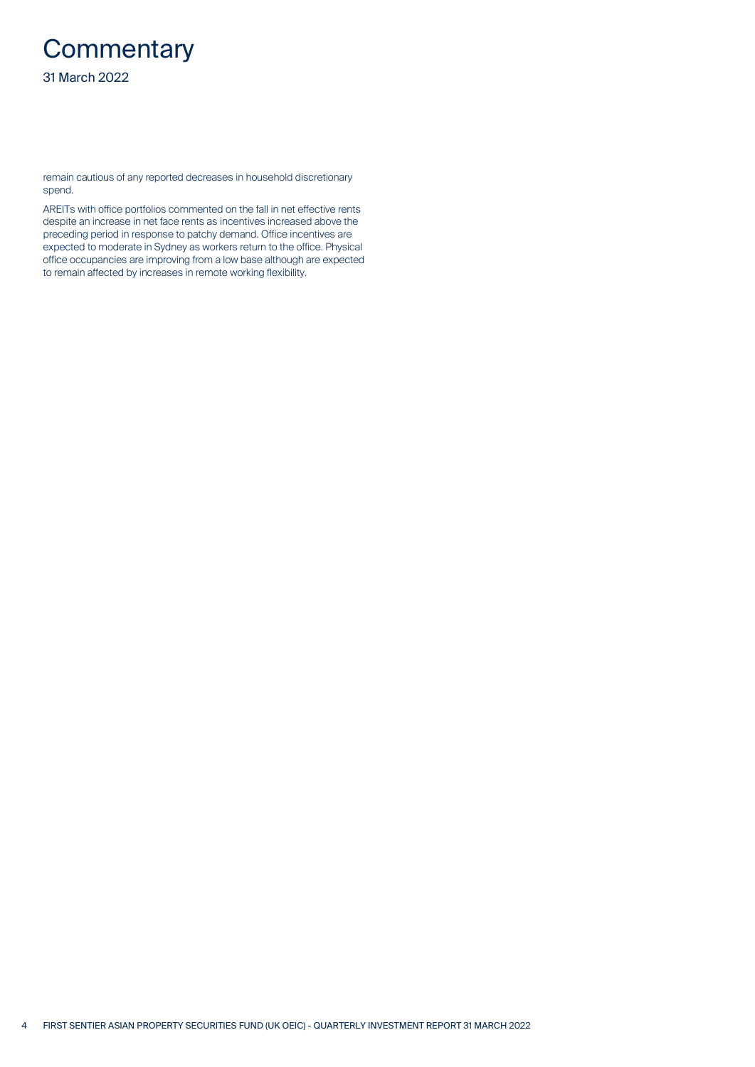# Commentary

31 March 2022

remain cautious of any reported decreases in household discretionary spend.

AREITs with office portfolios commented on the fall in net effective rents despite an increase in net face rents as incentives increased above the preceding period in response to patchy demand. Office incentives are expected to moderate in Sydney as workers return to the office. Physical office occupancies are improving from a low base although are expected to remain affected by increases in remote working flexibility.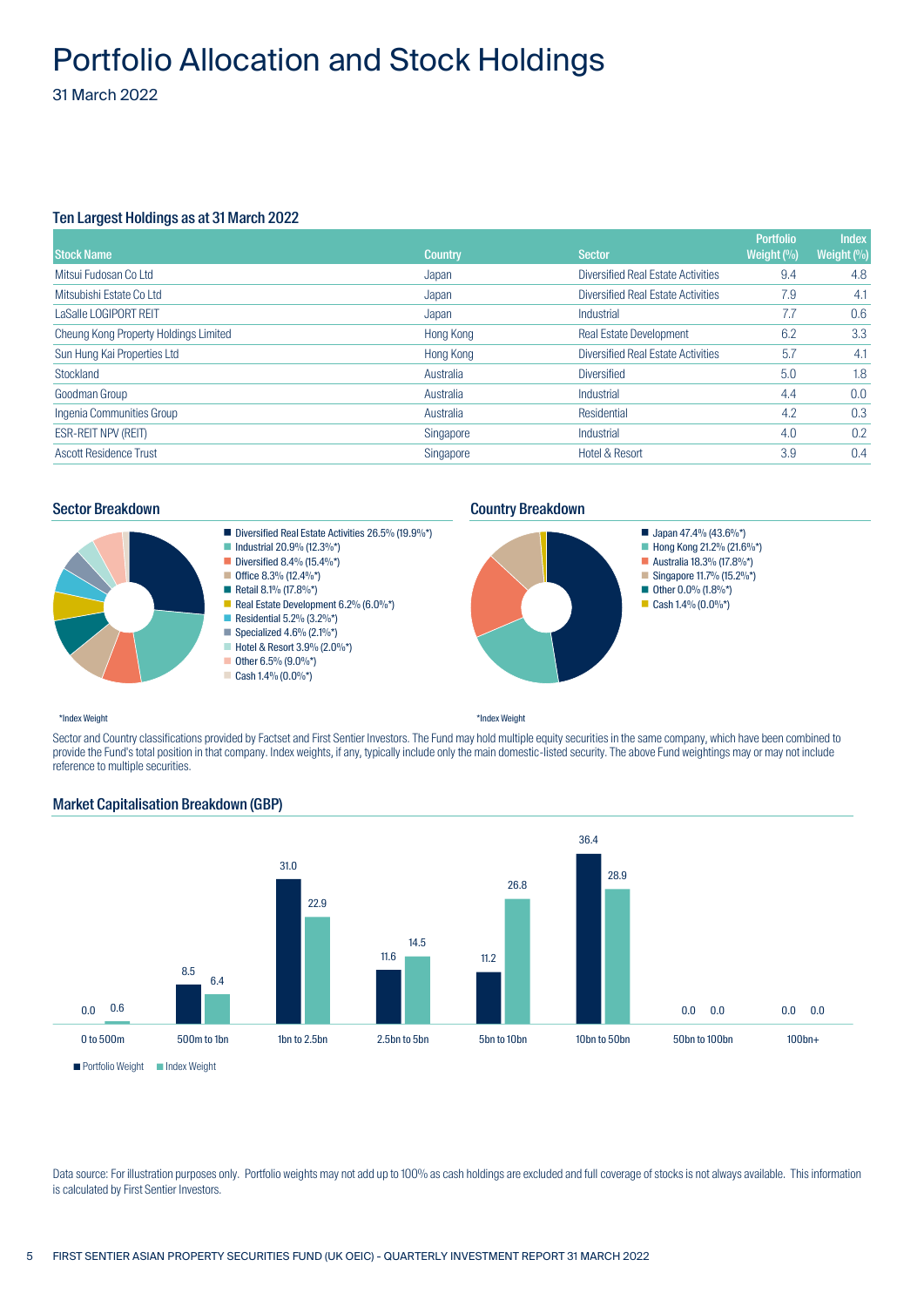# Portfolio Allocation and Stock Holdings

31 March 2022

### Ten Largest Holdings as at 31 March 2022

| Stock Name | Country | Sector | Portfolio Weight (%) | Index Weight (%) |
|---|---|---|---|---|
| Mitsui Fudosan Co Ltd | Japan | Diversified Real Estate Activities | 9.4 | 4.8 |
| Mitsubishi Estate Co Ltd | Japan | Diversified Real Estate Activities | 7.9 | 4.1 |
| LaSalle LOGIPORT REIT | Japan | Industrial | 7.7 | 0.6 |
| Cheung Kong Property Holdings Limited | Hong Kong | Real Estate Development | 6.2 | 3.3 |
| Sun Hung Kai Properties Ltd | Hong Kong | Diversified Real Estate Activities | 5.7 | 4.1 |
| Stockland | Australia | Diversified | 5.0 | 1.8 |
| Goodman Group | Australia | Industrial | 4.4 | 0.0 |
| Ingenia Communities Group | Australia | Residential | 4.2 | 0.3 |
| ESR-REIT NPV (REIT) | Singapore | Industrial | 4.0 | 0.2 |
| Ascott Residence Trust | Singapore | Hotel & Resort | 3.9 | 0.4 |

### Sector Breakdown

- Diversified Real Estate Activities 26.5% (19.9%*)
- Industrial 20.9% (12.3%*)
- Diversified 8.4% (15.4%*)
- Office 8.3% (12.4%*)
- Retail 8.1% (17.8%*)
- Real Estate Development 6.2% (6.0%*)
- Residential 5.2% (3.2%*)
- Specialized 4.6% (2.1%*)
- Hotel & Resort 3.9% (2.0%*)
- Other 6.5% (9.0%*)
- Cash 1.4% (0.0%*)

*Index Weight

### Country Breakdown

- Japan 47.4% (43.6%*)
- Hong Kong 21.2% (21.6%*)
- Australia 18.3% (17.8%*)
- Singapore 11.7% (15.2%*)
- Other 0.0% (1.8%*)
- Cash 1.4% (0.0%*)

*Index Weight

Sector and Country classifications provided by Factset and First Sentier Investors. The Fund may hold multiple equity securities in the same company, which have been combined to provide the Fund's total position in that company. Index weights, if any, typically include only the main domestic-listed security. The above Fund weightings may or may not include reference to multiple securities.

### Market Capitalisation Breakdown (GBP)

| | Portfolio Weight | Index Weight |
|---|---|---|
| 0 to 500m | 0.0 | 0.6 |
| 500m to 1bn | 8.5 | 6.4 |
| 1bn to 2.5bn | 31.0 | 22.9 |
| 2.5bn to 5bn | 11.6 | 14.5 |
| 5bn to 10bn | 11.2 | 26.8 |
| 10bn to 50bn | 36.4 | 28.9 |
| 50bn to 100bn | 0.0 | 0.0 |
| 100bn+ | 0.0 | 0.0 |

Data source: For illustration purposes only. Portfolio weights may not add up to 100% as cash holdings are excluded and full coverage of stocks is not always available. This information is calculated by First Sentier Investors.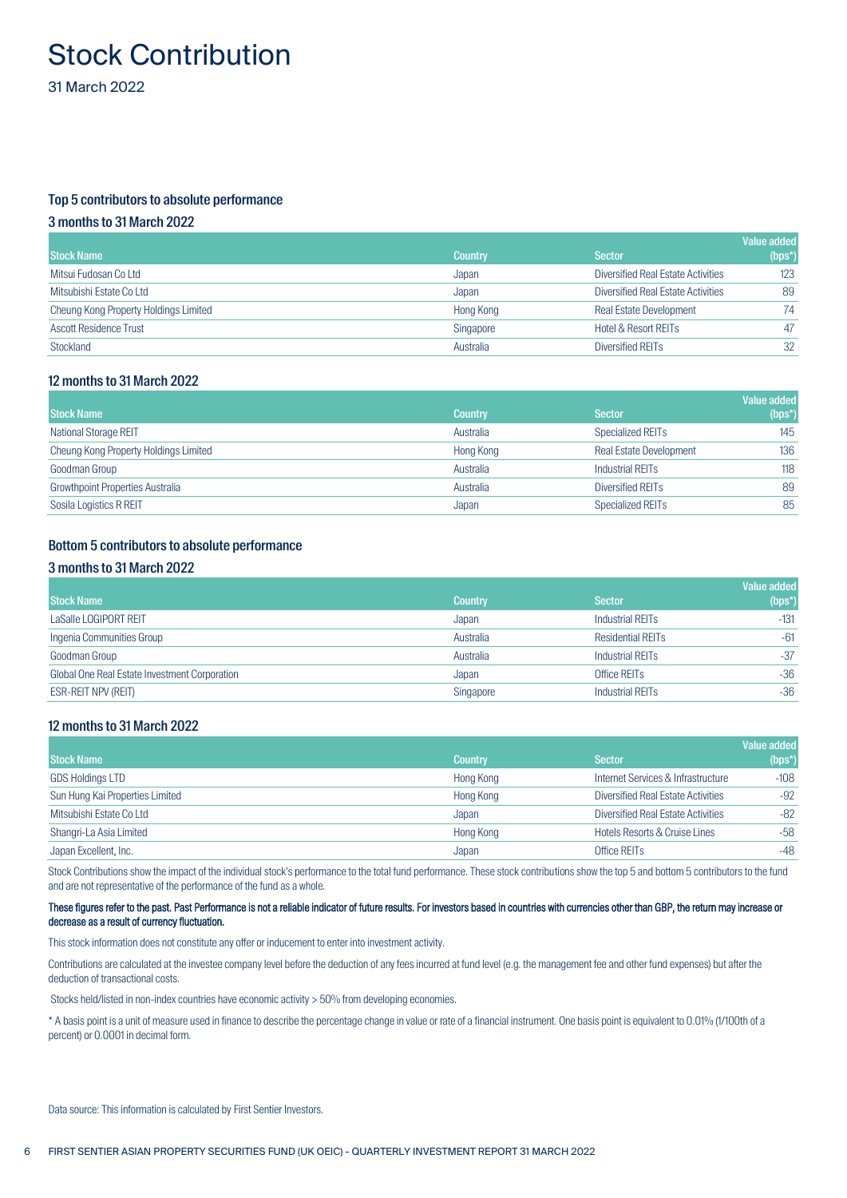# Stock Contribution

31 March 2022

### Top 5 contributors to absolute performance

#### 3 months to 31 March 2022

| Stock Name | Country | Sector | Value added (bps*) |
|---|---|---|---|
| Mitsui Fudosan Co Ltd | Japan | Diversified Real Estate Activities | 123 |
| Mitsubishi Estate Co Ltd | Japan | Diversified Real Estate Activities | 89 |
| Cheung Kong Property Holdings Limited | Hong Kong | Real Estate Development | 74 |
| Ascott Residence Trust | Singapore | Hotel & Resort REITs | 47 |
| Stockland | Australia | Diversified REITs | 32 |

#### 12 months to 31 March 2022

| Stock Name | Country | Sector | Value added (bps*) |
|---|---|---|---|
| National Storage REIT | Australia | Specialized REITs | 145 |
| Cheung Kong Property Holdings Limited | Hong Kong | Real Estate Development | 136 |
| Goodman Group | Australia | Industrial REITs | 118 |
| Growthpoint Properties Australia | Australia | Diversified REITs | 89 |
| Sosila Logistics R REIT | Japan | Specialized REITs | 85 |

### Bottom 5 contributors to absolute performance

#### 3 months to 31 March 2022

| Stock Name | Country | Sector | Value added (bps*) |
|---|---|---|---|
| LaSalle LOGIPORT REIT | Japan | Industrial REITs | -131 |
| Ingenia Communities Group | Australia | Residential REITs | -61 |
| Goodman Group | Australia | Industrial REITs | -37 |
| Global One Real Estate Investment Corporation | Japan | Office REITs | -36 |
| ESR-REIT NPV (REIT) | Singapore | Industrial REITs | -36 |

#### 12 months to 31 March 2022

| Stock Name | Country | Sector | Value added (bps*) |
|---|---|---|---|
| GDS Holdings LTD | Hong Kong | Internet Services & Infrastructure | -108 |
| Sun Hung Kai Properties Limited | Hong Kong | Diversified Real Estate Activities | -92 |
| Mitsubishi Estate Co Ltd | Japan | Diversified Real Estate Activities | -82 |
| Shangri-La Asia Limited | Hong Kong | Hotels Resorts & Cruise Lines | -58 |
| Japan Excellent, Inc. | Japan | Office REITs | -48 |

Stock Contributions show the impact of the individual stock's performance to the total fund performance. These stock contributions show the top 5 and bottom 5 contributors to the fund and are not representative of the performance of the fund as a whole.

**These figures refer to the past. Past Performance is not a reliable indicator of future results. For investors based in countries with currencies other than GBP, the return may increase or decrease as a result of currency fluctuation.**

This stock information does not constitute any offer or inducement to enter into investment activity.

Contributions are calculated at the investee company level before the deduction of any fees incurred at fund level (e.g. the management fee and other fund expenses) but after the deduction of transactional costs.

Stocks held/listed in non-index countries have economic activity > 50% from developing economies.

* A basis point is a unit of measure used in finance to describe the percentage change in value or rate of a financial instrument. One basis point is equivalent to 0.01% (1/100th of a percent) or 0.0001 in decimal form.

Data source: This information is calculated by First Sentier Investors.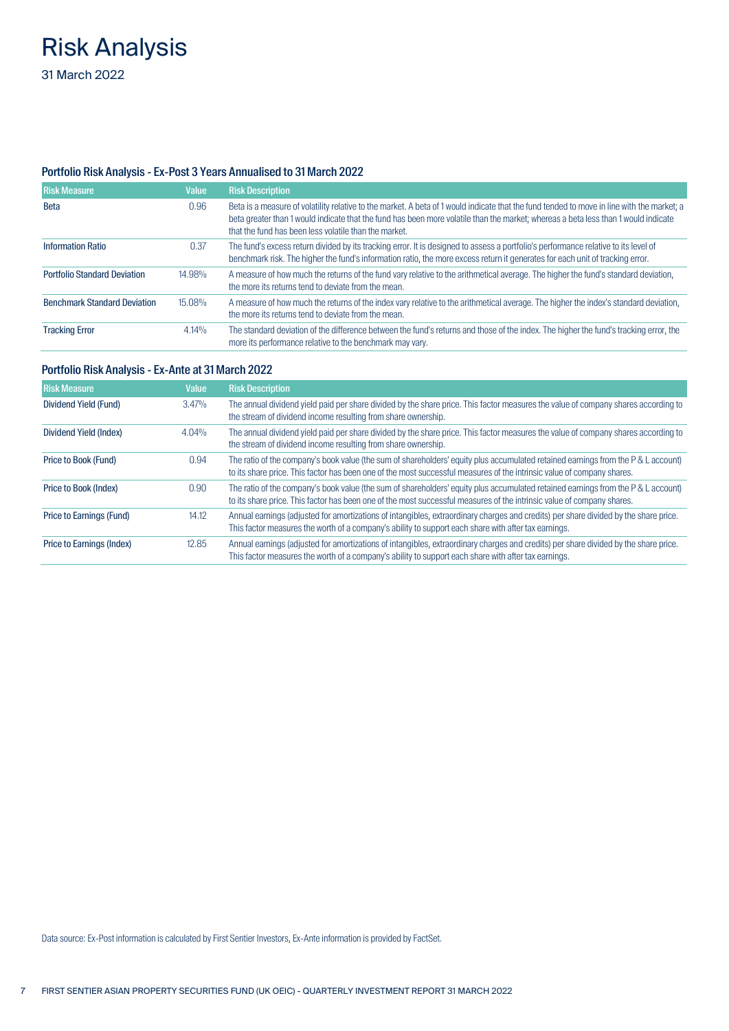# Risk Analysis

31 March 2022

## Portfolio Risk Analysis - Ex-Post 3 Years Annualised to 31 March 2022

| Risk Measure | Value | Risk Description |
| --- | --- | --- |
| Beta | 0.96 | Beta is a measure of volatility relative to the market. A beta of 1 would indicate that the fund tended to move in line with the market; a beta greater than 1 would indicate that the fund has been more volatile than the market; whereas a beta less than 1 would indicate that the fund has been less volatile than the market. |
| Information Ratio | 0.37 | The fund's excess return divided by its tracking error. It is designed to assess a portfolio's performance relative to its level of benchmark risk. The higher the fund's information ratio, the more excess return it generates for each unit of tracking error. |
| Portfolio Standard Deviation | 14.98% | A measure of how much the returns of the fund vary relative to the arithmetical average. The higher the fund's standard deviation, the more its returns tend to deviate from the mean. |
| Benchmark Standard Deviation | 15.08% | A measure of how much the returns of the index vary relative to the arithmetical average. The higher the index's standard deviation, the more its returns tend to deviate from the mean. |
| Tracking Error | 4.14% | The standard deviation of the difference between the fund's returns and those of the index. The higher the fund's tracking error, the more its performance relative to the benchmark may vary. |

## Portfolio Risk Analysis - Ex-Ante at 31 March 2022

| Risk Measure | Value | Risk Description |
| --- | --- | --- |
| Dividend Yield (Fund) | 3.47% | The annual dividend yield paid per share divided by the share price. This factor measures the value of company shares according to the stream of dividend income resulting from share ownership. |
| Dividend Yield (Index) | 4.04% | The annual dividend yield paid per share divided by the share price. This factor measures the value of company shares according to the stream of dividend income resulting from share ownership. |
| Price to Book (Fund) | 0.94 | The ratio of the company's book value (the sum of shareholders' equity plus accumulated retained earnings from the P & L account) to its share price. This factor has been one of the most successful measures of the intrinsic value of company shares. |
| Price to Book (Index) | 0.90 | The ratio of the company's book value (the sum of shareholders' equity plus accumulated retained earnings from the P & L account) to its share price. This factor has been one of the most successful measures of the intrinsic value of company shares. |
| Price to Earnings (Fund) | 14.12 | Annual earnings (adjusted for amortizations of intangibles, extraordinary charges and credits) per share divided by the share price. This factor measures the worth of a company's ability to support each share with after tax earnings. |
| Price to Earnings (Index) | 12.85 | Annual earnings (adjusted for amortizations of intangibles, extraordinary charges and credits) per share divided by the share price. This factor measures the worth of a company's ability to support each share with after tax earnings. |

Data source: Ex-Post information is calculated by First Sentier Investors, Ex-Ante information is provided by FactSet.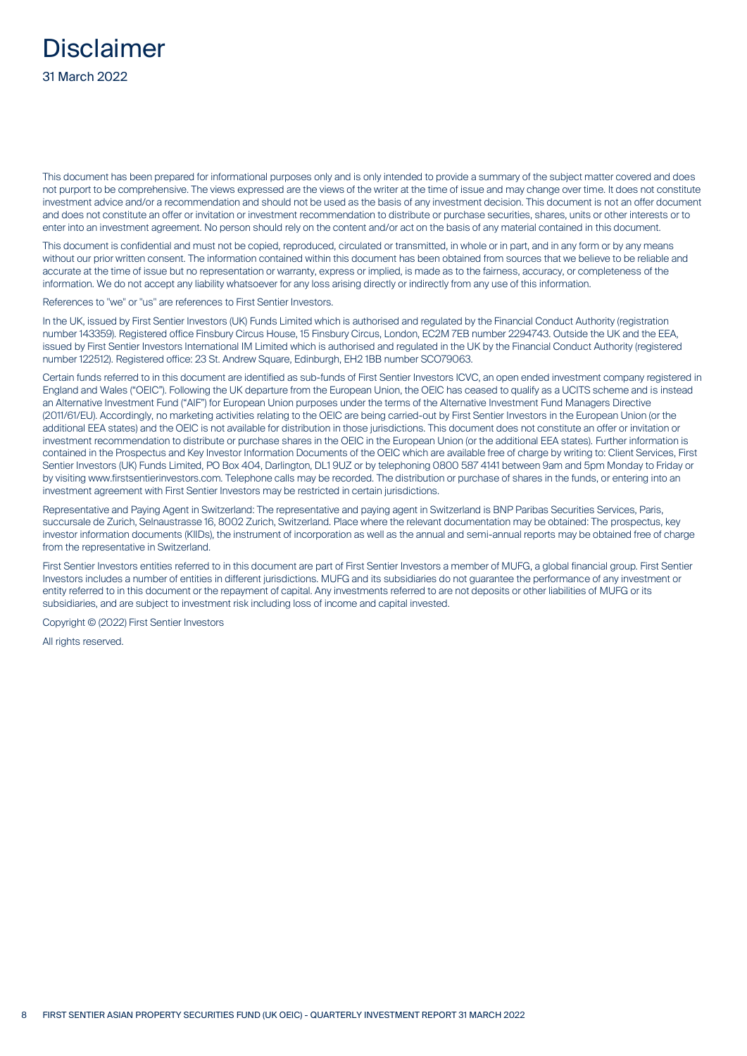# Disclaimer

31 March 2022

This document has been prepared for informational purposes only and is only intended to provide a summary of the subject matter covered and does not purport to be comprehensive. The views expressed are the views of the writer at the time of issue and may change over time. It does not constitute investment advice and/or a recommendation and should not be used as the basis of any investment decision. This document is not an offer document and does not constitute an offer or invitation or investment recommendation to distribute or purchase securities, shares, units or other interests or to enter into an investment agreement. No person should rely on the content and/or act on the basis of any material contained in this document.

This document is confidential and must not be copied, reproduced, circulated or transmitted, in whole or in part, and in any form or by any means without our prior written consent. The information contained within this document has been obtained from sources that we believe to be reliable and accurate at the time of issue but no representation or warranty, express or implied, is made as to the fairness, accuracy, or completeness of the information. We do not accept any liability whatsoever for any loss arising directly or indirectly from any use of this information.

References to "we" or "us" are references to First Sentier Investors.

In the UK, issued by First Sentier Investors (UK) Funds Limited which is authorised and regulated by the Financial Conduct Authority (registration number 143359). Registered office Finsbury Circus House, 15 Finsbury Circus, London, EC2M 7EB number 2294743. Outside the UK and the EEA, issued by First Sentier Investors International IM Limited which is authorised and regulated in the UK by the Financial Conduct Authority (registered number 122512). Registered office: 23 St. Andrew Square, Edinburgh, EH2 1BB number SCO79063.

Certain funds referred to in this document are identified as sub-funds of First Sentier Investors ICVC, an open ended investment company registered in England and Wales ("OEIC"). Following the UK departure from the European Union, the OEIC has ceased to qualify as a UCITS scheme and is instead an Alternative Investment Fund ("AIF") for European Union purposes under the terms of the Alternative Investment Fund Managers Directive (2011/61/EU). Accordingly, no marketing activities relating to the OEIC are being carried-out by First Sentier Investors in the European Union (or the additional EEA states) and the OEIC is not available for distribution in those jurisdictions. This document does not constitute an offer or invitation or investment recommendation to distribute or purchase shares in the OEIC in the European Union (or the additional EEA states). Further information is contained in the Prospectus and Key Investor Information Documents of the OEIC which are available free of charge by writing to: Client Services, First Sentier Investors (UK) Funds Limited, PO Box 404, Darlington, DL1 9UZ or by telephoning 0800 587 4141 between 9am and 5pm Monday to Friday or by visiting www.firstsentierinvestors.com. Telephone calls may be recorded. The distribution or purchase of shares in the funds, or entering into an investment agreement with First Sentier Investors may be restricted in certain jurisdictions.

Representative and Paying Agent in Switzerland: The representative and paying agent in Switzerland is BNP Paribas Securities Services, Paris, succursale de Zurich, Selnaustrasse 16, 8002 Zurich, Switzerland. Place where the relevant documentation may be obtained: The prospectus, key investor information documents (KIIDs), the instrument of incorporation as well as the annual and semi-annual reports may be obtained free of charge from the representative in Switzerland.

First Sentier Investors entities referred to in this document are part of First Sentier Investors a member of MUFG, a global financial group. First Sentier Investors includes a number of entities in different jurisdictions. MUFG and its subsidiaries do not guarantee the performance of any investment or entity referred to in this document or the repayment of capital. Any investments referred to are not deposits or other liabilities of MUFG or its subsidiaries, and are subject to investment risk including loss of income and capital invested.

Copyright © (2022) First Sentier Investors

All rights reserved.